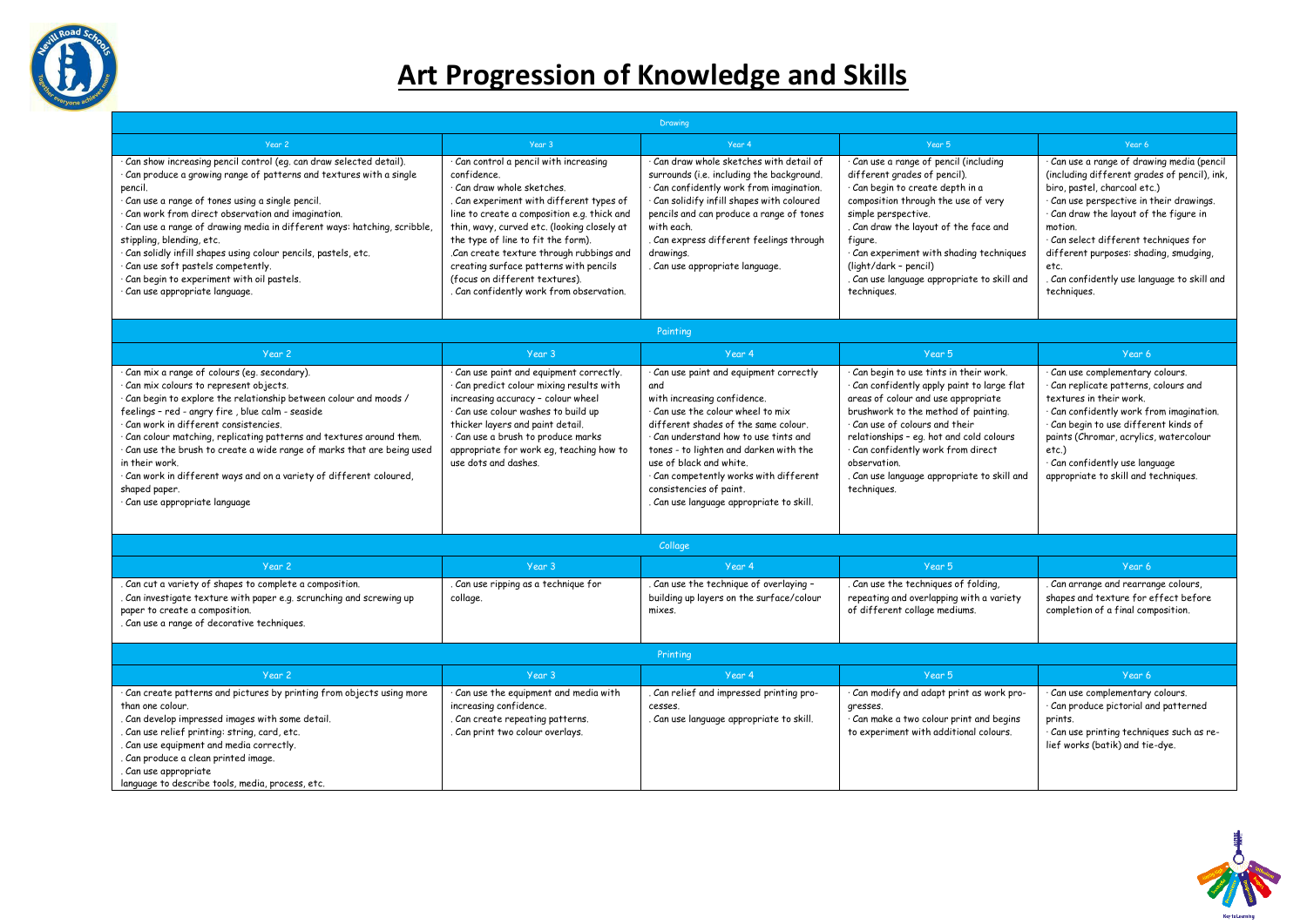# Art Progression of Knowledge and Skills

| Drawning | | | | |
|---|---|---|---|---|
| Year 2 | Year 3 | Year 4 | Year 5 | Year 6 |
| · Can show increasing pencil control (eg. can draw selected detail).<br>· Can produce a growing range of patterns and textures with a single pencil.<br>· Can use a range of tones using a single pencil.<br>· Can work from direct observation and imagination.<br>· Can use a range of drawing media in different ways: hatching, scribble, stippling, blending, etc.<br>· Can solidly infill shapes using colour pencils, pastels, etc.<br>· Can use soft pastels competently.<br>· Can begin to experiment with oil pastels.<br>· Can use appropriate language. | · Can control a pencil with increasing confidence.<br>· Can draw whole sketches.<br>. Can experiment with different types of line to create a composition e.g. thick and thin, wavy, curved etc. (looking closely at the type of line to fit the form).<br>.Can create texture through rubbings and creating surface patterns with pencils (focus on different textures).<br>. Can confidently work from observation. | · Can draw whole sketches with detail of surrounds (i.e. including the background.<br>· Can confidently work from imagination.<br>· Can solidify infill shapes with coloured pencils and can produce a range of tones with each.<br>. Can express different feelings through drawings.<br>. Can use appropriate language. | · Can use a range of pencil (including different grades of pencil).<br>· Can begin to create depth in a composition through the use of very simple perspective.<br>. Can draw the layout of the face and figure.<br>· Can experiment with shading techniques (light/dark – pencil)<br>. Can use language appropriate to skill and techniques. | · Can use a range of drawing media (pencil (including different grades of pencil), ink, biro, pastel, charcoal etc.)<br>· Can use perspective in their drawings.<br>· Can draw the layout of the figure in motion.<br>· Can select different techniques for different purposes: shading, smudging, etc.<br>. Can confidently use language to skill and techniques. |
| Painting | | | | |
| Year 2 | Year 3 | Year 4 | Year 5 | Year 6 |
| · Can mix a range of colours (eg. secondary).<br>· Can mix colours to represent objects.<br>· Can begin to explore the relationship between colour and moods / feelings – red - angry fire , blue calm - seaside<br>· Can work in different consistencies.<br>· Can colour matching, replicating patterns and textures around them.<br>· Can use the brush to create a wide range of marks that are being used in their work.<br>· Can work in different ways and on a variety of different coloured, shaped paper.<br>· Can use appropriate language | · Can use paint and equipment correctly.<br>· Can predict colour mixing results with increasing accuracy – colour wheel<br>· Can use colour washes to build up thicker layers and paint detail.<br>· Can use a brush to produce marks appropriate for work eg, teaching how to use dots and dashes. | · Can use paint and equipment correctly and with increasing confidence.<br>· Can use the colour wheel to mix different shades of the same colour.<br>· Can understand how to use tints and tones - to lighten and darken with the use of black and white.<br>· Can competently works with different consistencies of paint.<br>. Can use language appropriate to skill. | · Can begin to use tints in their work.<br>· Can confidently apply paint to large flat areas of colour and use appropriate brushwork to the method of painting.<br>· Can use of colours and their relationships – eg. hot and cold colours<br>· Can confidently work from direct observation.<br>. Can use language appropriate to skill and techniques. | · Can use complementary colours.<br>· Can replicate patterns, colours and textures in their work.<br>· Can confidently work from imagination.<br>· Can begin to use different kinds of paints (Chromar, acrylics, watercolour etc.)<br>· Can confidently use language appropriate to skill and techniques. |
| Collage | | | | |
| Year 2 | Year 3 | Year 4 | Year 5 | Year 6 |
| . Can cut a variety of shapes to complete a composition.<br>. Can investigate texture with paper e.g. scrunching and screwing up paper to create a composition.<br>. Can use a range of decorative techniques. | . Can use ripping as a technique for collage. | . Can use the technique of overlaying – building up layers on the surface/colour mixes. | . Can use the techniques of folding, repeating and overlapping with a variety of different collage mediums. | . Can arrange and rearrange colours, shapes and texture for effect before completion of a final composition. |
| Printing | | | | |
| Year 2 | Year 3 | Year 4 | Year 5 | Year 6 |
| · Can create patterns and pictures by printing from objects using more than one colour.<br>. Can develop impressed images with some detail.<br>. Can use relief printing: string, card, etc.<br>. Can use equipment and media correctly.<br>. Can produce a clean printed image.<br>. Can use appropriate language to describe tools, media, process, etc. | · Can use the equipment and media with increasing confidence.<br>. Can create repeating patterns.<br>. Can print two colour overlays. | . Can relief and impressed printing processes.<br>. Can use language appropriate to skill. | · Can modify and adapt print as work progresses.<br>· Can make a two colour print and begins to experiment with additional colours. | · Can use complementary colours.<br>· Can produce pictorial and patterned prints.<br>· Can use printing techniques such as relief works (batik) and tie-dye. |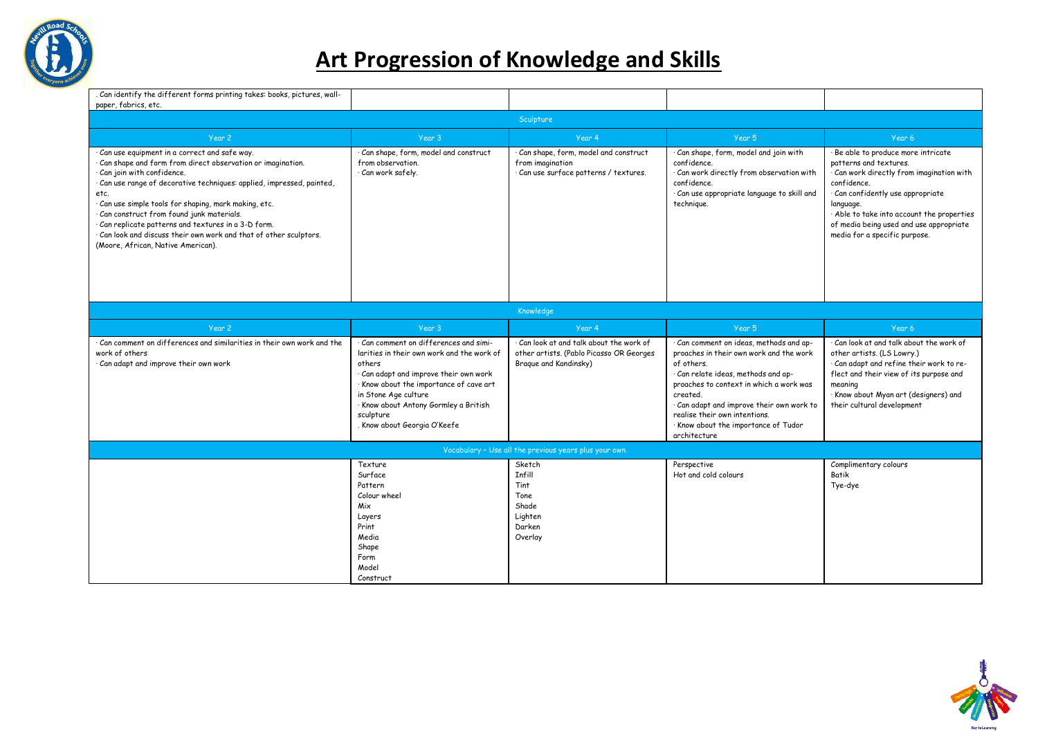# Art Progression of Knowledge and Skills

| | | | | |
|---|---|---|---|---|
| . Can identify the different forms printing takes: books, pictures, wall-paper, fabrics, etc. | | | | |
| **Sculpture** | | | | |
| Year 2 | Year 3 | Year 4 | Year 5 | Year 6 |
| · Can use equipment in a correct and safe way.<br>· Can shape and form from direct observation or imagination.<br>· Can join with confidence.<br>· Can use range of decorative techniques: applied, impressed, painted, etc.<br>· Can use simple tools for shaping, mark making, etc.<br>· Can construct from found junk materials.<br>· Can replicate patterns and textures in a 3-D form.<br>· Can look and discuss their own work and that of other sculptors. (Moore, African, Native American). | · Can shape, form, model and construct from observation.<br>· Can work safely. | · Can shape, form, model and construct from imagination<br>· Can use surface patterns / textures. | · Can shape, form, model and join with confidence.<br>· Can work directly from observation with confidence.<br>· Can use appropriate language to skill and technique. | · Be able to produce more intricate patterns and textures.<br>· Can work directly from imagination with confidence.<br>· Can confidently use appropriate language.<br>· Able to take into account the properties of media being used and use appropriate media for a specific purpose. |
| **Knowledge** | | | | |
| Year 2 | Year 3 | Year 4 | Year 5 | Year 6 |
| · Can comment on differences and similarities in their own work and the work of others<br>· Can adapt and improve their own work | · Can comment on differences and similarities in their own work and the work of others<br>· Can adapt and improve their own work<br>· Know about the importance of cave art in Stone Age culture<br>· Know about Antony Gormley a British sculpture<br>. Know about Georgia O'Keefe | · Can look at and talk about the work of other artists. (Pablo Picasso OR Georges Braque and Kandinsky) | · Can comment on ideas, methods and approaches in their own work and the work of others.<br>· Can relate ideas, methods and approaches to context in which a work was created.<br>· Can adapt and improve their own work to realise their own intentions.<br>· Know about the importance of Tudor architecture | · Can look at and talk about the work of other artists. (LS Lowry.)<br>· Can adapt and refine their work to reflect and their view of its purpose and meaning<br>· Know about Myan art (designers) and their cultural development |
| **Vocabulary – Use all the previous years plus your own.** | | | | |
| | Texture<br>Surface<br>Pattern<br>Colour wheel<br>Mix<br>Layers<br>Print<br>Media<br>Shape<br>Form<br>Model<br>Construct | Sketch<br>Infill<br>Tint<br>Tone<br>Shade<br>Lighten<br>Darken<br>Overlay | Perspective<br>Hot and cold colours | Complimentary colours<br>Batik<br>Tye-dye |